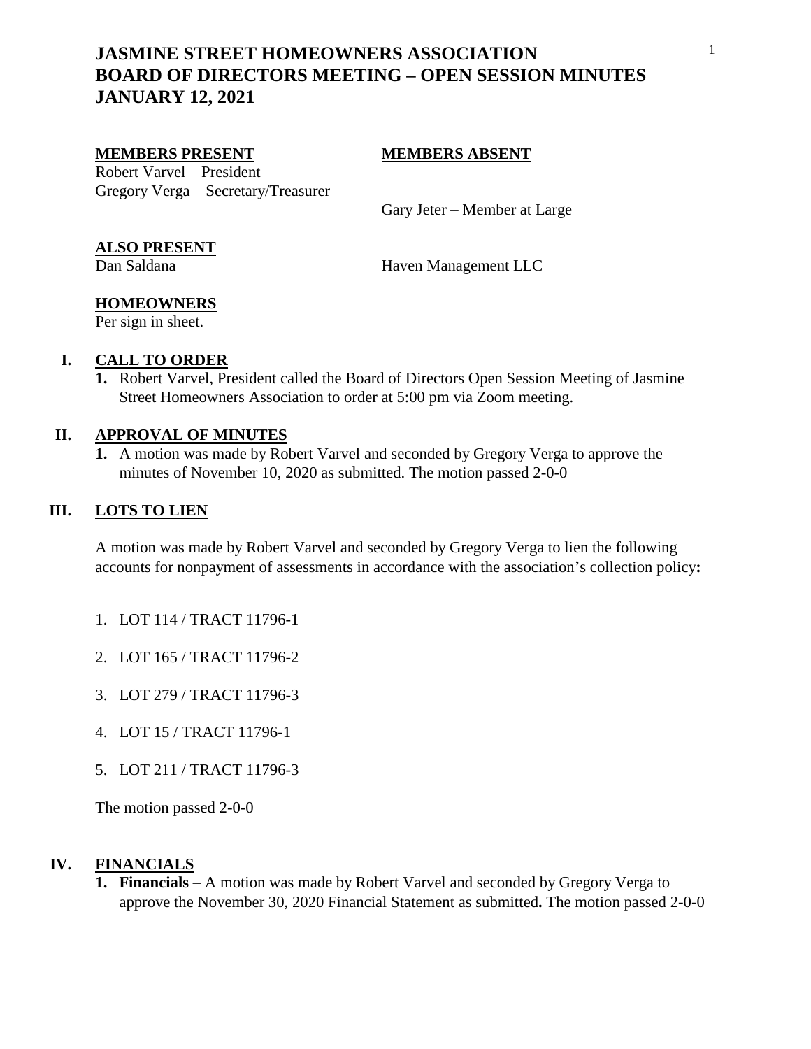# JASMINE STREET HOMEOWNERS ASSOCIATION
# BOARD OF DIRECTORS MEETING – OPEN SESSION MINUTES
# JANUARY 12, 2021

**MEMBERS PRESENT**

Robert Varvel – President
Gregory Verga – Secretary/Treasurer

**MEMBERS ABSENT**

Gary Jeter – Member at Large

**ALSO PRESENT**

Dan Saldana — Haven Management LLC

**HOMEOWNERS**

Per sign in sheet.

## I. CALL TO ORDER

1. Robert Varvel, President called the Board of Directors Open Session Meeting of Jasmine Street Homeowners Association to order at 5:00 pm via Zoom meeting.

## II. APPROVAL OF MINUTES

1. A motion was made by Robert Varvel and seconded by Gregory Verga to approve the minutes of November 10, 2020 as submitted. The motion passed 2-0-0

## III. LOTS TO LIEN

A motion was made by Robert Varvel and seconded by Gregory Verga to lien the following accounts for nonpayment of assessments in accordance with the association's collection policy**:**

1. LOT 114 / TRACT 11796-1
2. LOT 165 / TRACT 11796-2
3. LOT 279 / TRACT 11796-3
4. LOT 15 / TRACT 11796-1
5. LOT 211 / TRACT 11796-3

The motion passed 2-0-0

## IV. FINANCIALS

1. **Financials** – A motion was made by Robert Varvel and seconded by Gregory Verga to approve the November 30, 2020 Financial Statement as submitted**.** The motion passed 2-0-0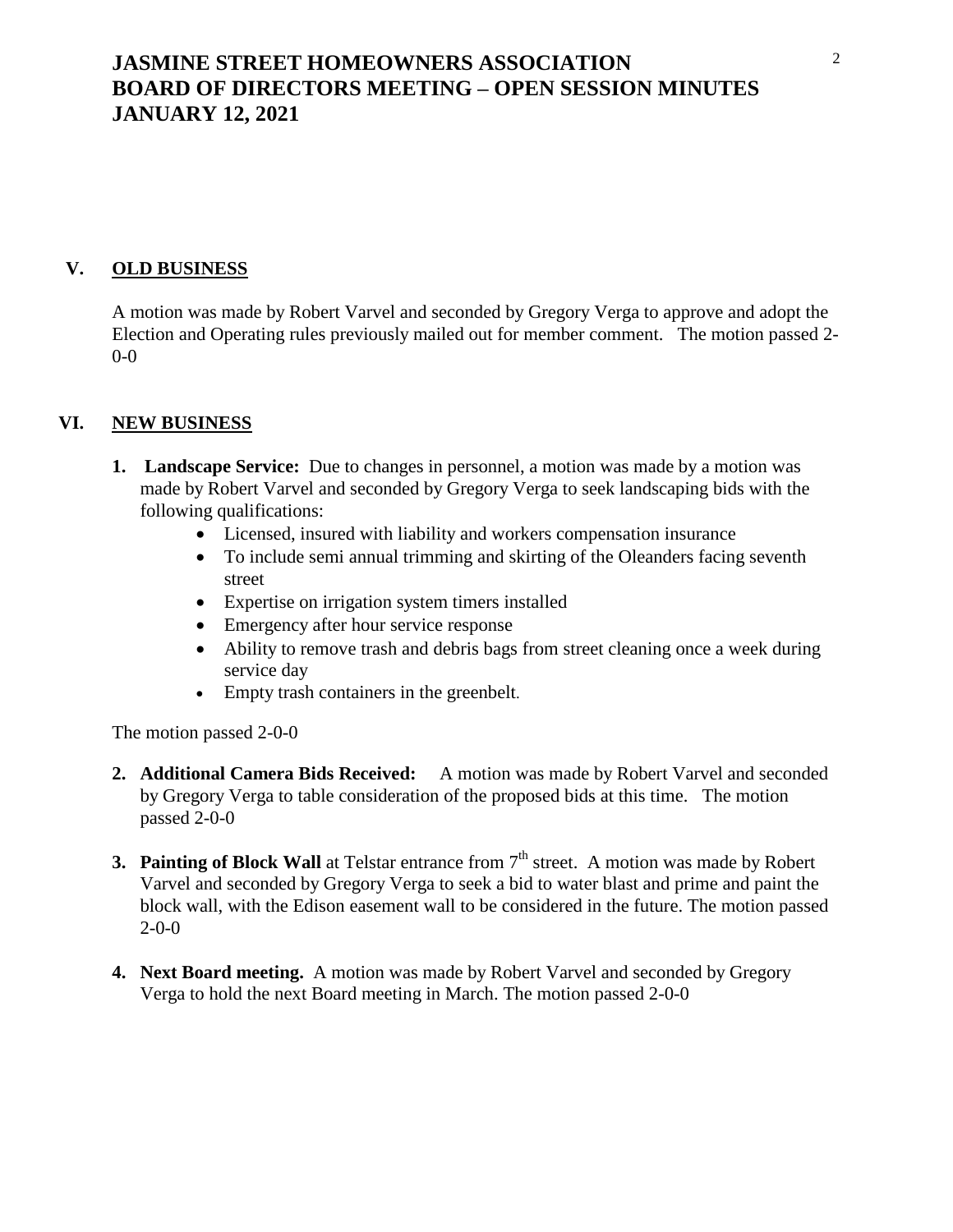# JASMINE STREET HOMEOWNERS ASSOCIATION
# BOARD OF DIRECTORS MEETING – OPEN SESSION MINUTES
# JANUARY 12, 2021

## V. OLD BUSINESS

A motion was made by Robert Varvel and seconded by Gregory Verga to approve and adopt the Election and Operating rules previously mailed out for member comment. The motion passed 2-0-0

## VI. NEW BUSINESS

1. **Landscape Service:** Due to changes in personnel, a motion was made by a motion was made by Robert Varvel and seconded by Gregory Verga to seek landscaping bids with the following qualifications:
   - Licensed, insured with liability and workers compensation insurance
   - To include semi annual trimming and skirting of the Oleanders facing seventh street
   - Expertise on irrigation system timers installed
   - Emergency after hour service response
   - Ability to remove trash and debris bags from street cleaning once a week during service day
   - Empty trash containers in the greenbelt.

   The motion passed 2-0-0

2. **Additional Camera Bids Received:** A motion was made by Robert Varvel and seconded by Gregory Verga to table consideration of the proposed bids at this time. The motion passed 2-0-0

3. **Painting of Block Wall** at Telstar entrance from 7th street. A motion was made by Robert Varvel and seconded by Gregory Verga to seek a bid to water blast and prime and paint the block wall, with the Edison easement wall to be considered in the future. The motion passed 2-0-0

4. **Next Board meeting.** A motion was made by Robert Varvel and seconded by Gregory Verga to hold the next Board meeting in March. The motion passed 2-0-0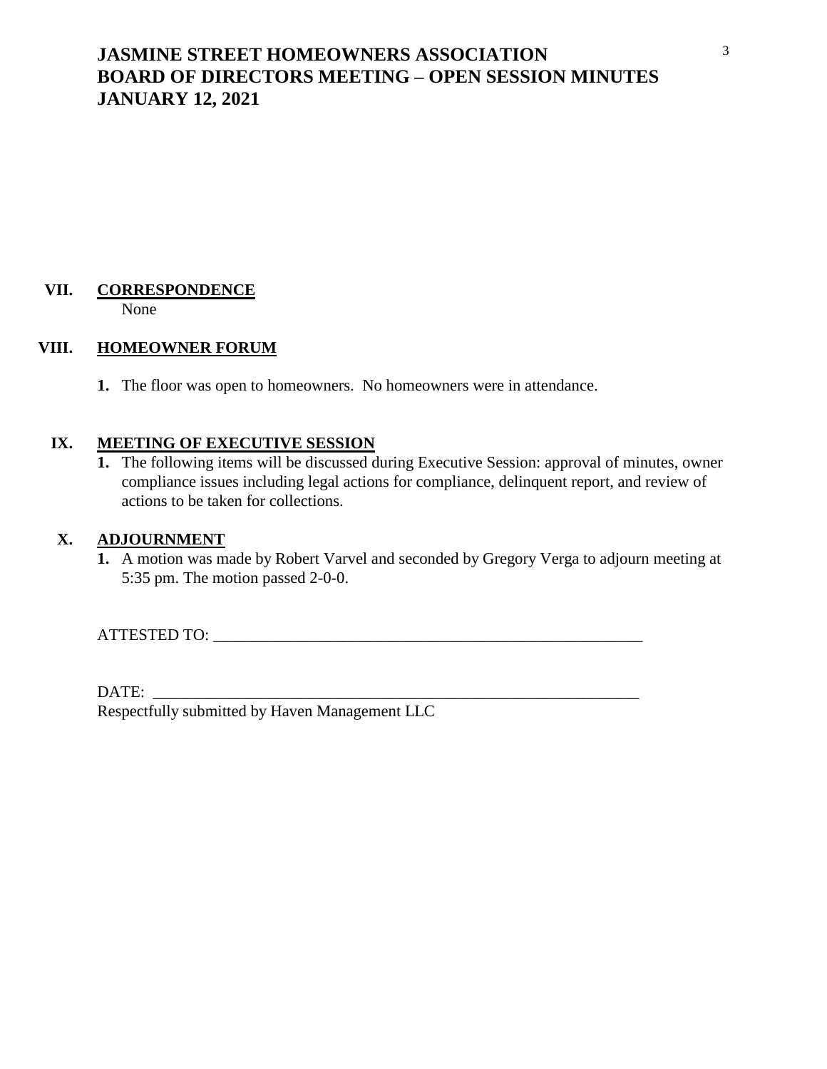# JASMINE STREET HOMEOWNERS ASSOCIATION
# BOARD OF DIRECTORS MEETING – OPEN SESSION MINUTES
# JANUARY 12, 2021

## VII. CORRESPONDENCE

None

## VIII. HOMEOWNER FORUM

**1.** The floor was open to homeowners. No homeowners were in attendance.

## IX. MEETING OF EXECUTIVE SESSION

**1.** The following items will be discussed during Executive Session: approval of minutes, owner compliance issues including legal actions for compliance, delinquent report, and review of actions to be taken for collections.

## X. ADJOURNMENT

**1.** A motion was made by Robert Varvel and seconded by Gregory Verga to adjourn meeting at 5:35 pm. The motion passed 2-0-0.

ATTESTED TO: _______________________________________________________

DATE: _____________________________________________________________

Respectfully submitted by Haven Management LLC